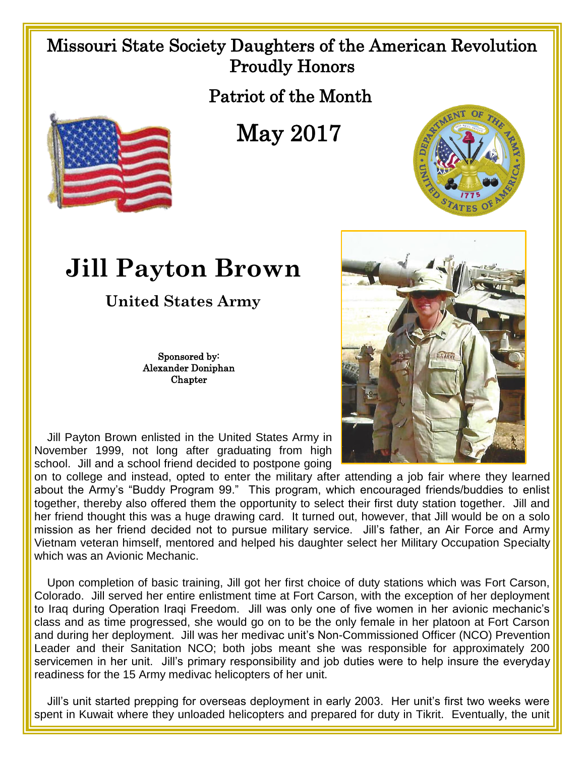# Missouri State Society Daughters of the American Revolution Proudly Honors

## Patriot of the Month

## May 2017

# Jill Payton Brown

**United States Army**

Sponsored by:
Alexander Doniphan
Chapter

Jill Payton Brown enlisted in the United States Army in November 1999, not long after graduating from high school. Jill and a school friend decided to postpone going on to college and instead, opted to enter the military after attending a job fair where they learned about the Army's "Buddy Program 99." This program, which encouraged friends/buddies to enlist together, thereby also offered them the opportunity to select their first duty station together. Jill and her friend thought this was a huge drawing card. It turned out, however, that Jill would be on a solo mission as her friend decided not to pursue military service. Jill's father, an Air Force and Army Vietnam veteran himself, mentored and helped his daughter select her Military Occupation Specialty which was an Avionic Mechanic.

Upon completion of basic training, Jill got her first choice of duty stations which was Fort Carson, Colorado. Jill served her entire enlistment time at Fort Carson, with the exception of her deployment to Iraq during Operation Iraqi Freedom. Jill was only one of five women in her avionic mechanic's class and as time progressed, she would go on to be the only female in her platoon at Fort Carson and during her deployment. Jill was her medivac unit's Non-Commissioned Officer (NCO) Prevention Leader and their Sanitation NCO; both jobs meant she was responsible for approximately 200 servicemen in her unit. Jill's primary responsibility and job duties were to help insure the everyday readiness for the 15 Army medivac helicopters of her unit.

Jill's unit started prepping for overseas deployment in early 2003. Her unit's first two weeks were spent in Kuwait where they unloaded helicopters and prepared for duty in Tikrit. Eventually, the unit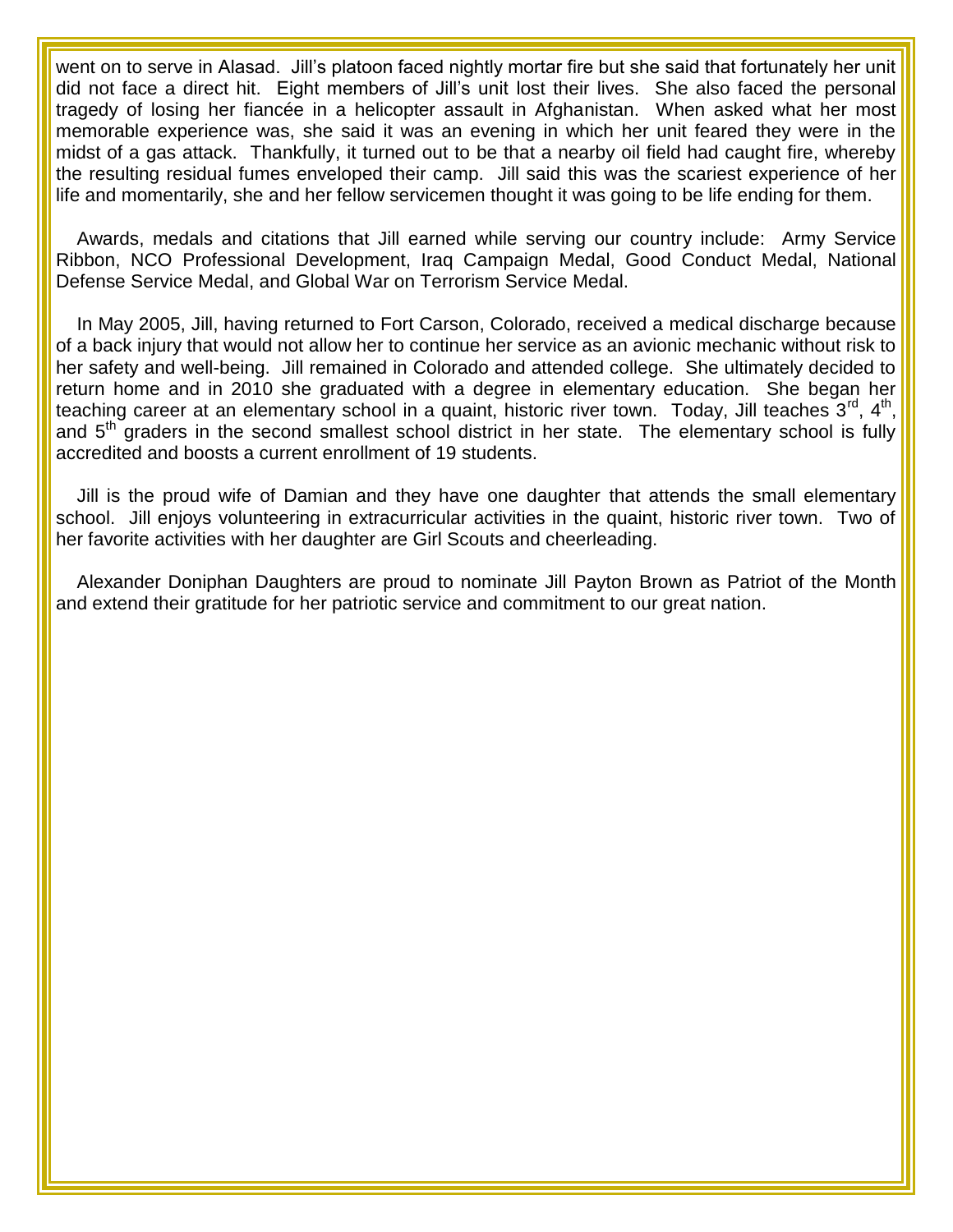went on to serve in Alasad. Jill's platoon faced nightly mortar fire but she said that fortunately her unit did not face a direct hit. Eight members of Jill's unit lost their lives. She also faced the personal tragedy of losing her fiancée in a helicopter assault in Afghanistan. When asked what her most memorable experience was, she said it was an evening in which her unit feared they were in the midst of a gas attack. Thankfully, it turned out to be that a nearby oil field had caught fire, whereby the resulting residual fumes enveloped their camp. Jill said this was the scariest experience of her life and momentarily, she and her fellow servicemen thought it was going to be life ending for them.

Awards, medals and citations that Jill earned while serving our country include: Army Service Ribbon, NCO Professional Development, Iraq Campaign Medal, Good Conduct Medal, National Defense Service Medal, and Global War on Terrorism Service Medal.

In May 2005, Jill, having returned to Fort Carson, Colorado, received a medical discharge because of a back injury that would not allow her to continue her service as an avionic mechanic without risk to her safety and well-being. Jill remained in Colorado and attended college. She ultimately decided to return home and in 2010 she graduated with a degree in elementary education. She began her teaching career at an elementary school in a quaint, historic river town. Today, Jill teaches 3rd, 4th, and 5th graders in the second smallest school district in her state. The elementary school is fully accredited and boosts a current enrollment of 19 students.

Jill is the proud wife of Damian and they have one daughter that attends the small elementary school. Jill enjoys volunteering in extracurricular activities in the quaint, historic river town. Two of her favorite activities with her daughter are Girl Scouts and cheerleading.

Alexander Doniphan Daughters are proud to nominate Jill Payton Brown as Patriot of the Month and extend their gratitude for her patriotic service and commitment to our great nation.